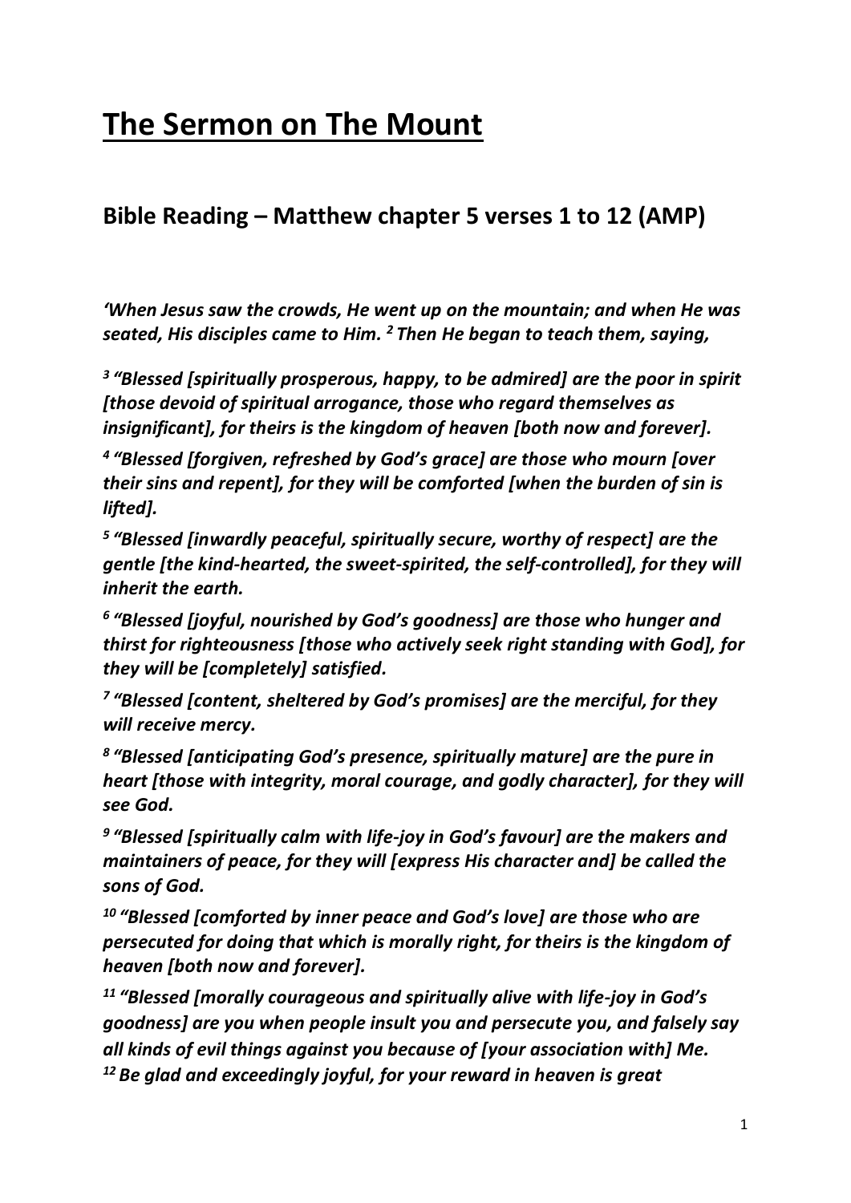# **The Sermon on The Mount**

## **Bible Reading – Matthew chapter 5 verses 1 to 12 (AMP)**

***'When Jesus saw the crowds, He went up on the mountain; and when He was seated, His disciples came to Him. [2] Then He began to teach them, saying,***

***[3] "Blessed [spiritually prosperous, happy, to be admired] are the poor in spirit [those devoid of spiritual arrogance, those who regard themselves as insignificant], for theirs is the kingdom of heaven [both now and forever].***

***[4] "Blessed [forgiven, refreshed by God's grace] are those who mourn [over their sins and repent], for they will be comforted [when the burden of sin is lifted].***

***[5] "Blessed [inwardly peaceful, spiritually secure, worthy of respect] are the gentle [the kind-hearted, the sweet-spirited, the self-controlled], for they will inherit the earth.***

***[6] "Blessed [joyful, nourished by God's goodness] are those who hunger and thirst for righteousness [those who actively seek right standing with God], for they will be [completely] satisfied.***

***[7] "Blessed [content, sheltered by God's promises] are the merciful, for they will receive mercy.***

***[8] "Blessed [anticipating God's presence, spiritually mature] are the pure in heart [those with integrity, moral courage, and godly character], for they will see God.***

***[9] "Blessed [spiritually calm with life-joy in God's favour] are the makers and maintainers of peace, for they will [express His character and] be called the sons of God.***

***[10] "Blessed [comforted by inner peace and God's love] are those who are persecuted for doing that which is morally right, for theirs is the kingdom of heaven [both now and forever].***

***[11] "Blessed [morally courageous and spiritually alive with life-joy in God's goodness] are you when people insult you and persecute you, and falsely say all kinds of evil things against you because of [your association with] Me. [12] Be glad and exceedingly joyful, for your reward in heaven is great***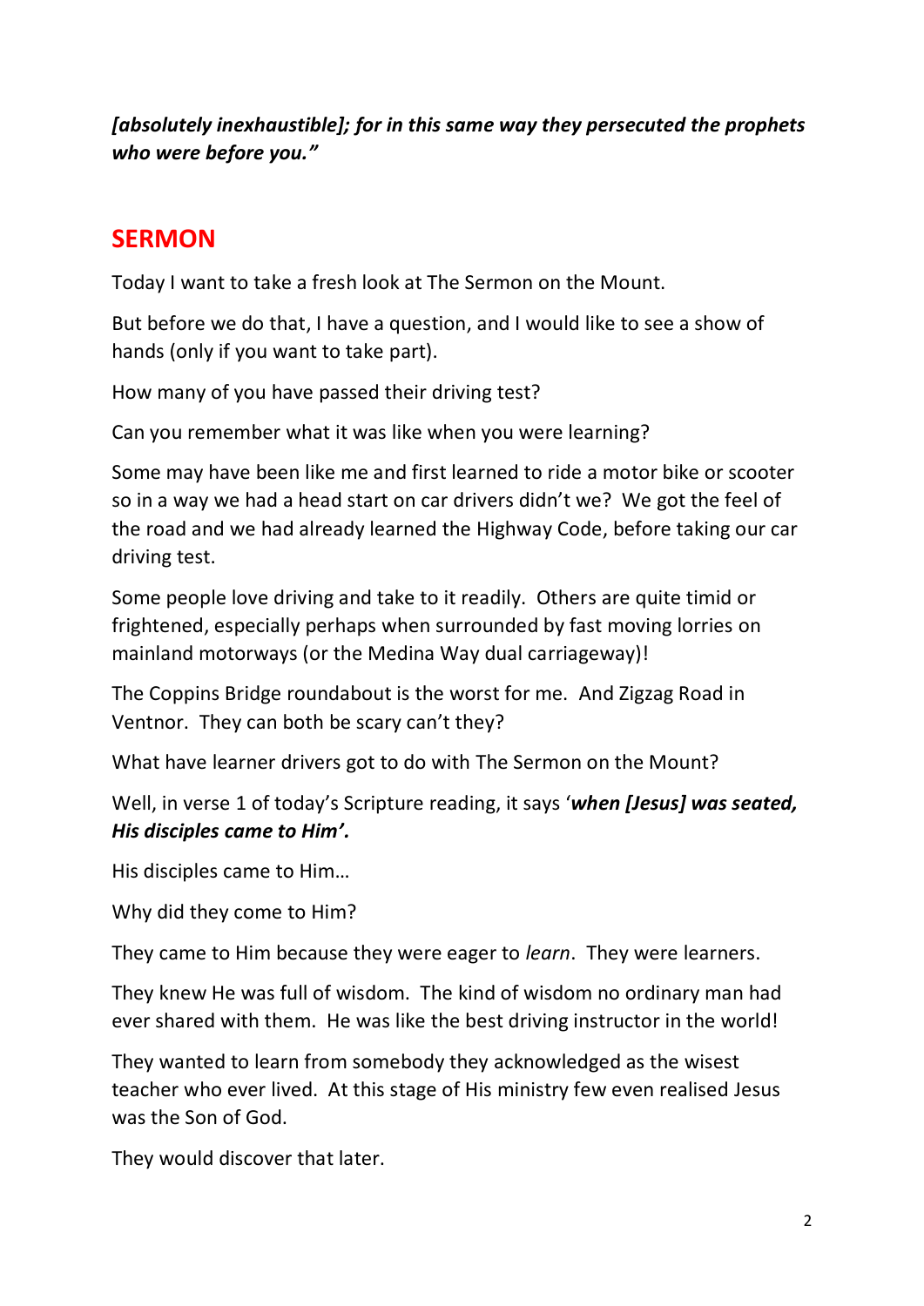***[absolutely inexhaustible]; for in this same way they persecuted the prophets who were before you."***

## SERMON

Today I want to take a fresh look at The Sermon on the Mount.

But before we do that, I have a question, and I would like to see a show of hands (only if you want to take part).

How many of you have passed their driving test?

Can you remember what it was like when you were learning?

Some may have been like me and first learned to ride a motor bike or scooter so in a way we had a head start on car drivers didn't we? We got the feel of the road and we had already learned the Highway Code, before taking our car driving test.

Some people love driving and take to it readily. Others are quite timid or frightened, especially perhaps when surrounded by fast moving lorries on mainland motorways (or the Medina Way dual carriageway)!

The Coppins Bridge roundabout is the worst for me. And Zigzag Road in Ventnor. They can both be scary can't they?

What have learner drivers got to do with The Sermon on the Mount?

Well, in verse 1 of today's Scripture reading, it says '***when [Jesus] was seated, His disciples came to Him'.***

His disciples came to Him…

Why did they come to Him?

They came to Him because they were eager to *learn*. They were learners.

They knew He was full of wisdom. The kind of wisdom no ordinary man had ever shared with them. He was like the best driving instructor in the world!

They wanted to learn from somebody they acknowledged as the wisest teacher who ever lived. At this stage of His ministry few even realised Jesus was the Son of God.

They would discover that later.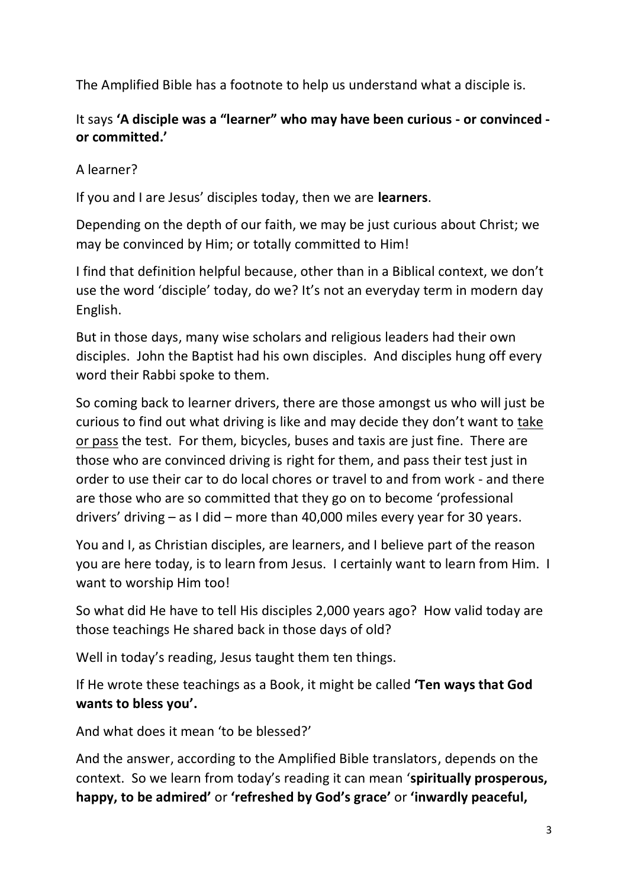The Amplified Bible has a footnote to help us understand what a disciple is.

It says **'A disciple was a "learner" who may have been curious - or convinced - or committed.'**

A learner?

If you and I are Jesus' disciples today, then we are **learners**.

Depending on the depth of our faith, we may be just curious about Christ; we may be convinced by Him; or totally committed to Him!

I find that definition helpful because, other than in a Biblical context, we don't use the word 'disciple' today, do we? It's not an everyday term in modern day English.

But in those days, many wise scholars and religious leaders had their own disciples. John the Baptist had his own disciples. And disciples hung off every word their Rabbi spoke to them.

So coming back to learner drivers, there are those amongst us who will just be curious to find out what driving is like and may decide they don't want to <u>take or pass</u> the test. For them, bicycles, buses and taxis are just fine. There are those who are convinced driving is right for them, and pass their test just in order to use their car to do local chores or travel to and from work - and there are those who are so committed that they go on to become 'professional drivers' driving – as I did – more than 40,000 miles every year for 30 years.

You and I, as Christian disciples, are learners, and I believe part of the reason you are here today, is to learn from Jesus. I certainly want to learn from Him. I want to worship Him too!

So what did He have to tell His disciples 2,000 years ago? How valid today are those teachings He shared back in those days of old?

Well in today's reading, Jesus taught them ten things.

If He wrote these teachings as a Book, it might be called **'Ten ways that God wants to bless you'.**

And what does it mean 'to be blessed?'

And the answer, according to the Amplified Bible translators, depends on the context. So we learn from today's reading it can mean '**spiritually prosperous, happy, to be admired'** or **'refreshed by God's grace'** or **'inwardly peaceful,**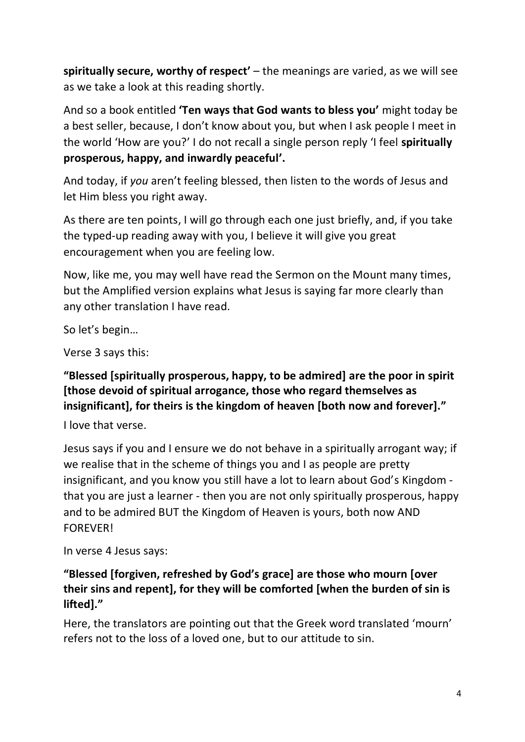**spiritually secure, worthy of respect'** – the meanings are varied, as we will see as we take a look at this reading shortly.

And so a book entitled **'Ten ways that God wants to bless you'** might today be a best seller, because, I don't know about you, but when I ask people I meet in the world 'How are you?' I do not recall a single person reply 'I feel **spiritually prosperous, happy, and inwardly peaceful'.**

And today, if *you* aren't feeling blessed, then listen to the words of Jesus and let Him bless you right away.

As there are ten points, I will go through each one just briefly, and, if you take the typed-up reading away with you, I believe it will give you great encouragement when you are feeling low.

Now, like me, you may well have read the Sermon on the Mount many times, but the Amplified version explains what Jesus is saying far more clearly than any other translation I have read.

So let's begin…

Verse 3 says this:

**"Blessed [spiritually prosperous, happy, to be admired] are the poor in spirit [those devoid of spiritual arrogance, those who regard themselves as insignificant], for theirs is the kingdom of heaven [both now and forever]."**

I love that verse.

Jesus says if you and I ensure we do not behave in a spiritually arrogant way; if we realise that in the scheme of things you and I as people are pretty insignificant, and you know you still have a lot to learn about God's Kingdom - that you are just a learner - then you are not only spiritually prosperous, happy and to be admired BUT the Kingdom of Heaven is yours, both now AND FOREVER!

In verse 4 Jesus says:

**"Blessed [forgiven, refreshed by God's grace] are those who mourn [over their sins and repent], for they will be comforted [when the burden of sin is lifted]."**

Here, the translators are pointing out that the Greek word translated 'mourn' refers not to the loss of a loved one, but to our attitude to sin.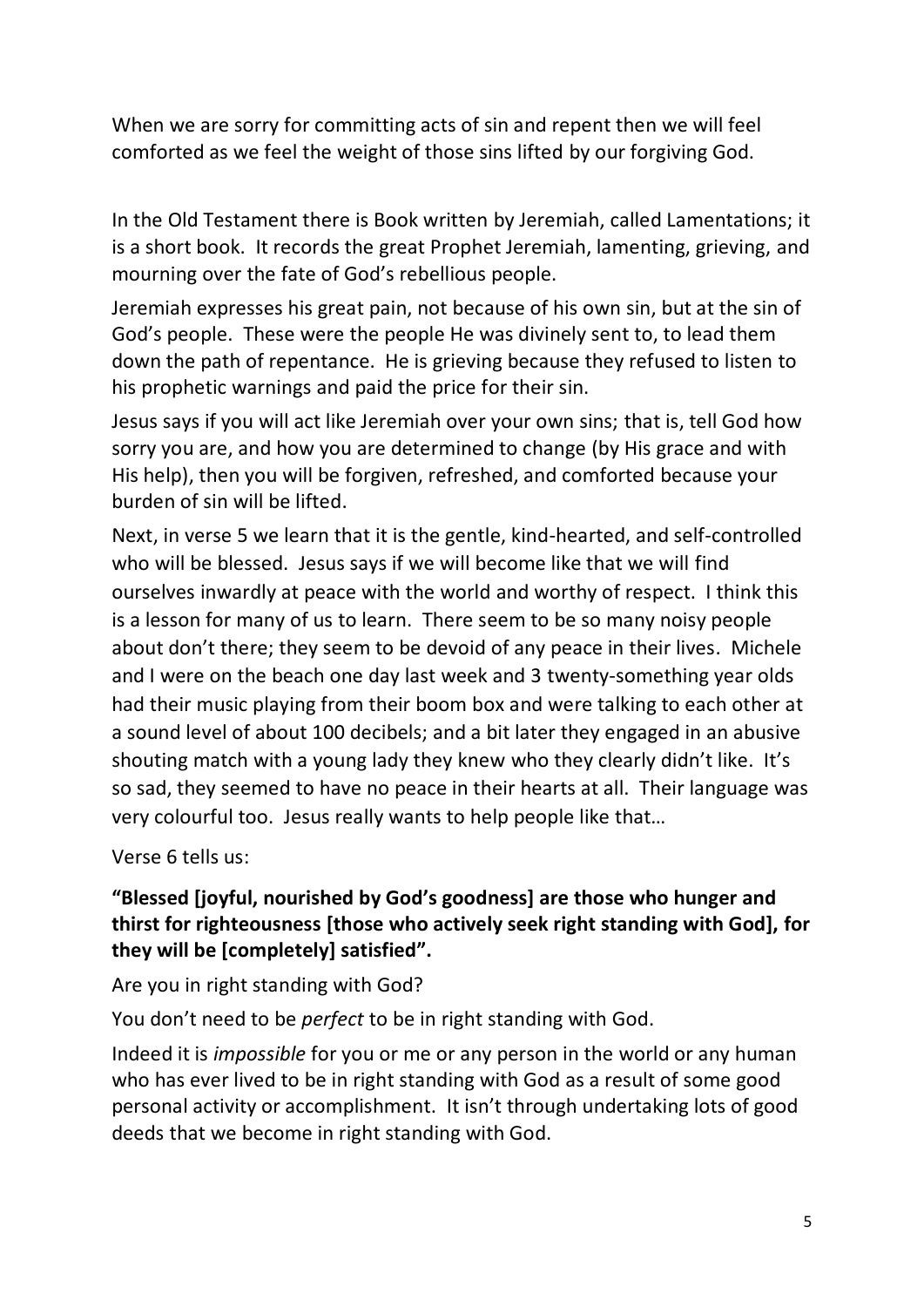When we are sorry for committing acts of sin and repent then we will feel comforted as we feel the weight of those sins lifted by our forgiving God.

In the Old Testament there is Book written by Jeremiah, called Lamentations; it is a short book. It records the great Prophet Jeremiah, lamenting, grieving, and mourning over the fate of God's rebellious people.

Jeremiah expresses his great pain, not because of his own sin, but at the sin of God's people. These were the people He was divinely sent to, to lead them down the path of repentance. He is grieving because they refused to listen to his prophetic warnings and paid the price for their sin.

Jesus says if you will act like Jeremiah over your own sins; that is, tell God how sorry you are, and how you are determined to change (by His grace and with His help), then you will be forgiven, refreshed, and comforted because your burden of sin will be lifted.

Next, in verse 5 we learn that it is the gentle, kind-hearted, and self-controlled who will be blessed. Jesus says if we will become like that we will find ourselves inwardly at peace with the world and worthy of respect. I think this is a lesson for many of us to learn. There seem to be so many noisy people about don't there; they seem to be devoid of any peace in their lives. Michele and I were on the beach one day last week and 3 twenty-something year olds had their music playing from their boom box and were talking to each other at a sound level of about 100 decibels; and a bit later they engaged in an abusive shouting match with a young lady they knew who they clearly didn't like. It's so sad, they seemed to have no peace in their hearts at all. Their language was very colourful too. Jesus really wants to help people like that…

Verse 6 tells us:

**"Blessed [joyful, nourished by God's goodness] are those who hunger and thirst for righteousness [those who actively seek right standing with God], for they will be [completely] satisfied".**

Are you in right standing with God?

You don't need to be *perfect* to be in right standing with God.

Indeed it is *impossible* for you or me or any person in the world or any human who has ever lived to be in right standing with God as a result of some good personal activity or accomplishment. It isn't through undertaking lots of good deeds that we become in right standing with God.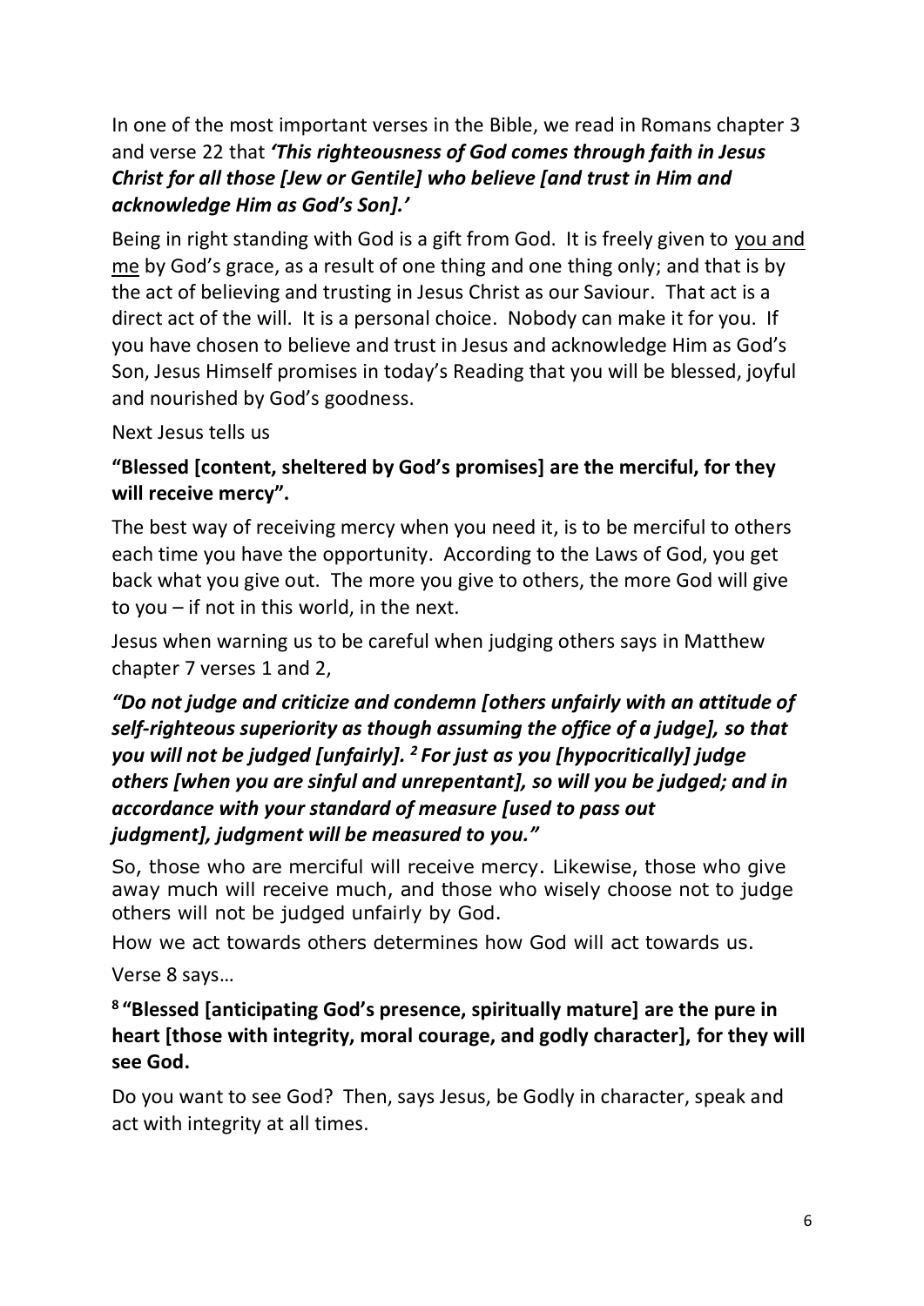In one of the most important verses in the Bible, we read in Romans chapter 3 and verse 22 that ***'This righteousness of God comes through faith in Jesus Christ for all those [Jew or Gentile] who believe [and trust in Him and acknowledge Him as God's Son].'***

Being in right standing with God is a gift from God. It is freely given to <u>you and me</u> by God's grace, as a result of one thing and one thing only; and that is by the act of believing and trusting in Jesus Christ as our Saviour. That act is a direct act of the will. It is a personal choice. Nobody can make it for you. If you have chosen to believe and trust in Jesus and acknowledge Him as God's Son, Jesus Himself promises in today's Reading that you will be blessed, joyful and nourished by God's goodness.

Next Jesus tells us

**"Blessed [content, sheltered by God's promises] are the merciful, for they will receive mercy".**

The best way of receiving mercy when you need it, is to be merciful to others each time you have the opportunity. According to the Laws of God, you get back what you give out. The more you give to others, the more God will give to you – if not in this world, in the next.

Jesus when warning us to be careful when judging others says in Matthew chapter 7 verses 1 and 2,

***"Do not judge and criticize and condemn [others unfairly with an attitude of self-righteous superiority as though assuming the office of a judge], so that you will not be judged [unfairly]. [2] For just as you [hypocritically] judge others [when you are sinful and unrepentant], so will you be judged; and in accordance with your standard of measure [used to pass out judgment], judgment will be measured to you."***

So, those who are merciful will receive mercy. Likewise, those who give away much will receive much, and those who wisely choose not to judge others will not be judged unfairly by God.

How we act towards others determines how God will act towards us.

Verse 8 says…

**[8] "Blessed [anticipating God's presence, spiritually mature] are the pure in heart [those with integrity, moral courage, and godly character], for they will see God.**

Do you want to see God? Then, says Jesus, be Godly in character, speak and act with integrity at all times.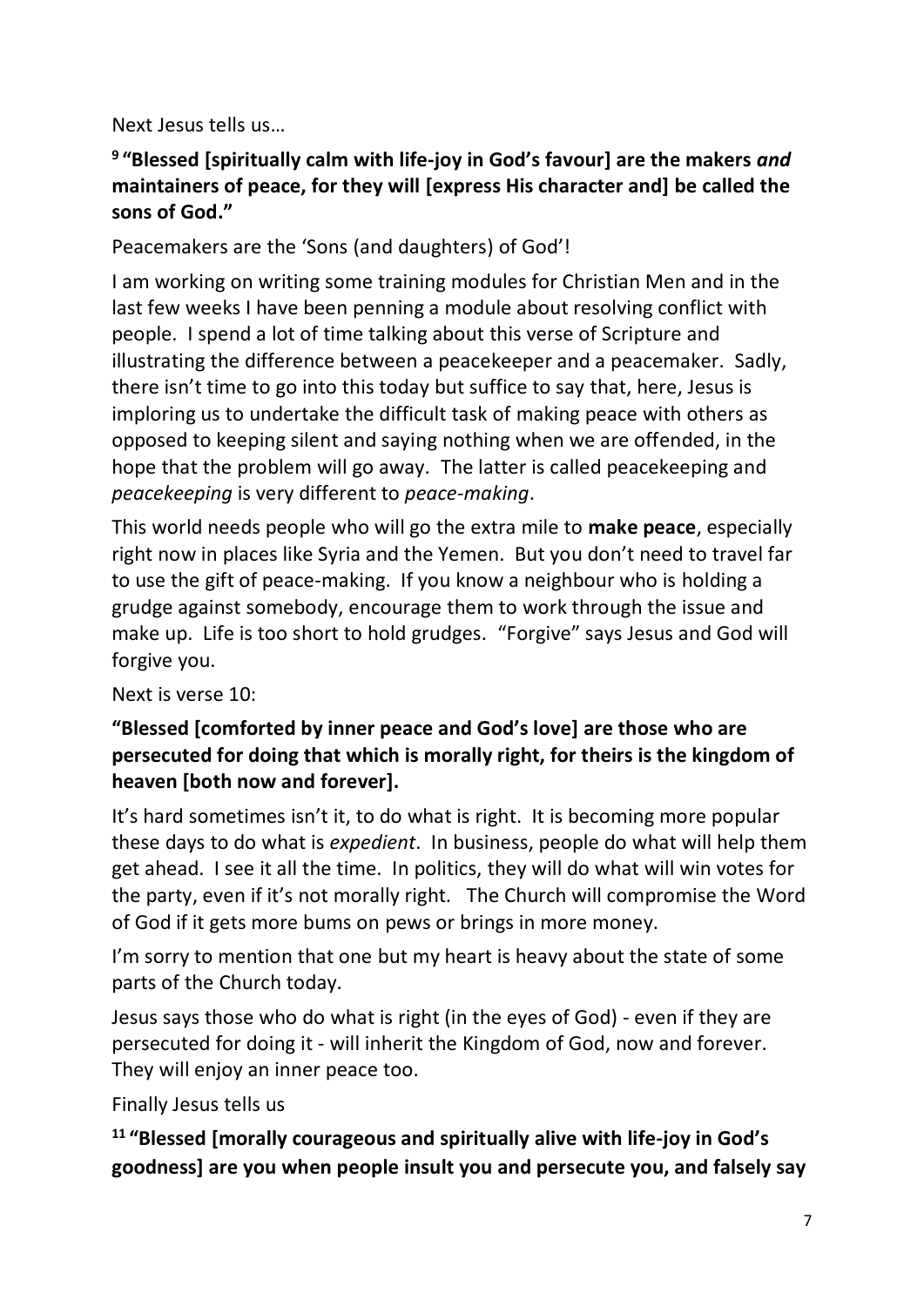Next Jesus tells us…

**[9] "Blessed [spiritually calm with life-joy in God's favour] are the makers *and* maintainers of peace, for they will [express His character and] be called the sons of God."**

Peacemakers are the 'Sons (and daughters) of God'!

I am working on writing some training modules for Christian Men and in the last few weeks I have been penning a module about resolving conflict with people. I spend a lot of time talking about this verse of Scripture and illustrating the difference between a peacekeeper and a peacemaker. Sadly, there isn't time to go into this today but suffice to say that, here, Jesus is imploring us to undertake the difficult task of making peace with others as opposed to keeping silent and saying nothing when we are offended, in the hope that the problem will go away. The latter is called peacekeeping and *peacekeeping* is very different to *peace-making*.

This world needs people who will go the extra mile to **make peace**, especially right now in places like Syria and the Yemen. But you don't need to travel far to use the gift of peace-making. If you know a neighbour who is holding a grudge against somebody, encourage them to work through the issue and make up. Life is too short to hold grudges. "Forgive" says Jesus and God will forgive you.

Next is verse 10:

**"Blessed [comforted by inner peace and God's love] are those who are persecuted for doing that which is morally right, for theirs is the kingdom of heaven [both now and forever].**

It's hard sometimes isn't it, to do what is right. It is becoming more popular these days to do what is *expedient*. In business, people do what will help them get ahead. I see it all the time. In politics, they will do what will win votes for the party, even if it's not morally right. The Church will compromise the Word of God if it gets more bums on pews or brings in more money.

I'm sorry to mention that one but my heart is heavy about the state of some parts of the Church today.

Jesus says those who do what is right (in the eyes of God) - even if they are persecuted for doing it - will inherit the Kingdom of God, now and forever. They will enjoy an inner peace too.

Finally Jesus tells us

**[11] "Blessed [morally courageous and spiritually alive with life-joy in God's goodness] are you when people insult you and persecute you, and falsely say**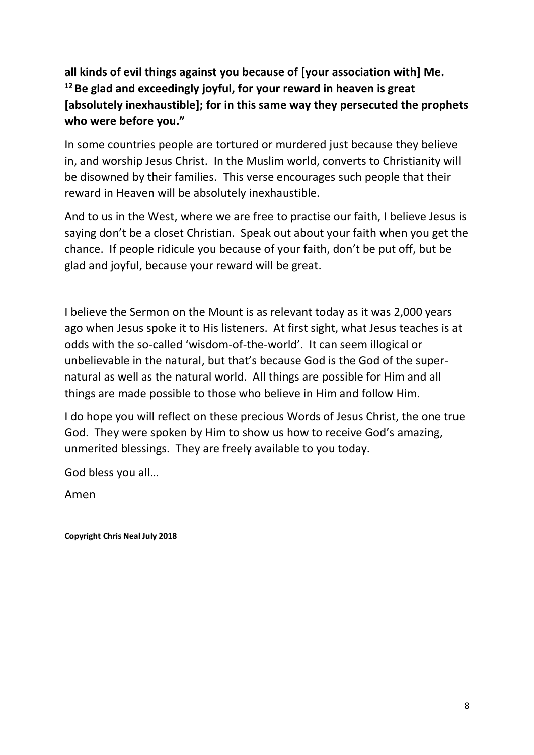**all kinds of evil things against you because of [your association with] Me. 12 Be glad and exceedingly joyful, for your reward in heaven is great [absolutely inexhaustible]; for in this same way they persecuted the prophets who were before you."**

In some countries people are tortured or murdered just because they believe in, and worship Jesus Christ. In the Muslim world, converts to Christianity will be disowned by their families. This verse encourages such people that their reward in Heaven will be absolutely inexhaustible.

And to us in the West, where we are free to practise our faith, I believe Jesus is saying don't be a closet Christian. Speak out about your faith when you get the chance. If people ridicule you because of your faith, don't be put off, but be glad and joyful, because your reward will be great.

I believe the Sermon on the Mount is as relevant today as it was 2,000 years ago when Jesus spoke it to His listeners. At first sight, what Jesus teaches is at odds with the so-called 'wisdom-of-the-world'. It can seem illogical or unbelievable in the natural, but that's because God is the God of the super-natural as well as the natural world. All things are possible for Him and all things are made possible to those who believe in Him and follow Him.

I do hope you will reflect on these precious Words of Jesus Christ, the one true God. They were spoken by Him to show us how to receive God's amazing, unmerited blessings. They are freely available to you today.

God bless you all…

Amen

**Copyright Chris Neal July 2018**